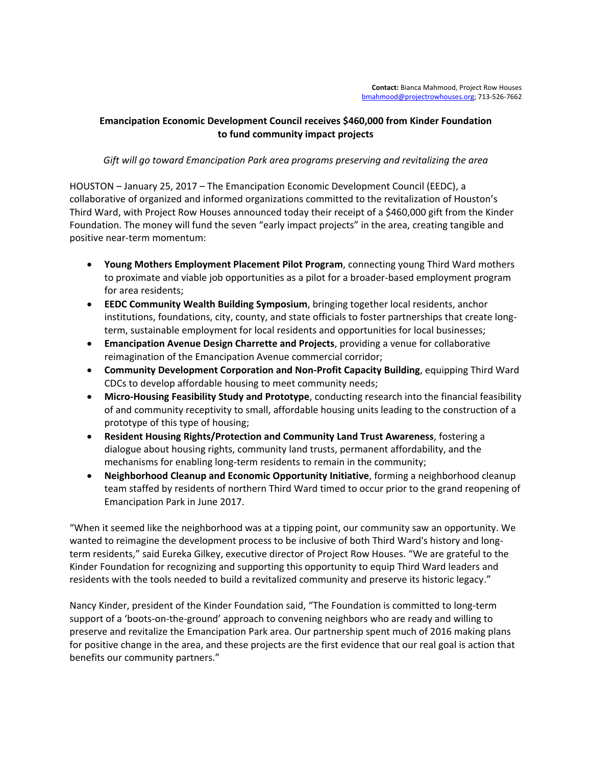**Contact:** Bianca Mahmood, Project Row Houses
bmahmood@projectrowhouses.org; 713-526-7662

# Emancipation Economic Development Council receives $460,000 from Kinder Foundation to fund community impact projects

*Gift will go toward Emancipation Park area programs preserving and revitalizing the area*

HOUSTON – January 25, 2017 – The Emancipation Economic Development Council (EEDC), a collaborative of organized and informed organizations committed to the revitalization of Houston's Third Ward, with Project Row Houses announced today their receipt of a $460,000 gift from the Kinder Foundation. The money will fund the seven "early impact projects" in the area, creating tangible and positive near-term momentum:

- **Young Mothers Employment Placement Pilot Program**, connecting young Third Ward mothers to proximate and viable job opportunities as a pilot for a broader-based employment program for area residents;
- **EEDC Community Wealth Building Symposium**, bringing together local residents, anchor institutions, foundations, city, county, and state officials to foster partnerships that create long-term, sustainable employment for local residents and opportunities for local businesses;
- **Emancipation Avenue Design Charrette and Projects**, providing a venue for collaborative reimagination of the Emancipation Avenue commercial corridor;
- **Community Development Corporation and Non-Profit Capacity Building**, equipping Third Ward CDCs to develop affordable housing to meet community needs;
- **Micro-Housing Feasibility Study and Prototype**, conducting research into the financial feasibility of and community receptivity to small, affordable housing units leading to the construction of a prototype of this type of housing;
- **Resident Housing Rights/Protection and Community Land Trust Awareness**, fostering a dialogue about housing rights, community land trusts, permanent affordability, and the mechanisms for enabling long-term residents to remain in the community;
- **Neighborhood Cleanup and Economic Opportunity Initiative**, forming a neighborhood cleanup team staffed by residents of northern Third Ward timed to occur prior to the grand reopening of Emancipation Park in June 2017.

"When it seemed like the neighborhood was at a tipping point, our community saw an opportunity. We wanted to reimagine the development process to be inclusive of both Third Ward's history and long-term residents," said Eureka Gilkey, executive director of Project Row Houses. "We are grateful to the Kinder Foundation for recognizing and supporting this opportunity to equip Third Ward leaders and residents with the tools needed to build a revitalized community and preserve its historic legacy."

Nancy Kinder, president of the Kinder Foundation said, "The Foundation is committed to long-term support of a 'boots-on-the-ground' approach to convening neighbors who are ready and willing to preserve and revitalize the Emancipation Park area. Our partnership spent much of 2016 making plans for positive change in the area, and these projects are the first evidence that our real goal is action that benefits our community partners."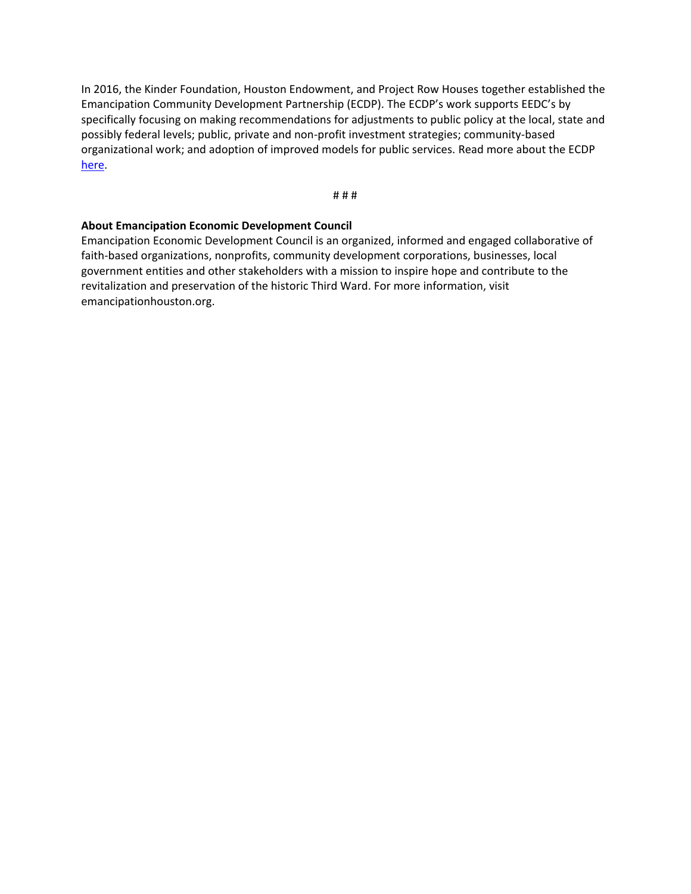In 2016, the Kinder Foundation, Houston Endowment, and Project Row Houses together established the Emancipation Community Development Partnership (ECDP). The ECDP's work supports EEDC's by specifically focusing on making recommendations for adjustments to public policy at the local, state and possibly federal levels; public, private and non-profit investment strategies; community-based organizational work; and adoption of improved models for public services. Read more about the ECDP here.

# # #

**About Emancipation Economic Development Council**

Emancipation Economic Development Council is an organized, informed and engaged collaborative of faith-based organizations, nonprofits, community development corporations, businesses, local government entities and other stakeholders with a mission to inspire hope and contribute to the revitalization and preservation of the historic Third Ward. For more information, visit emancipationhouston.org.